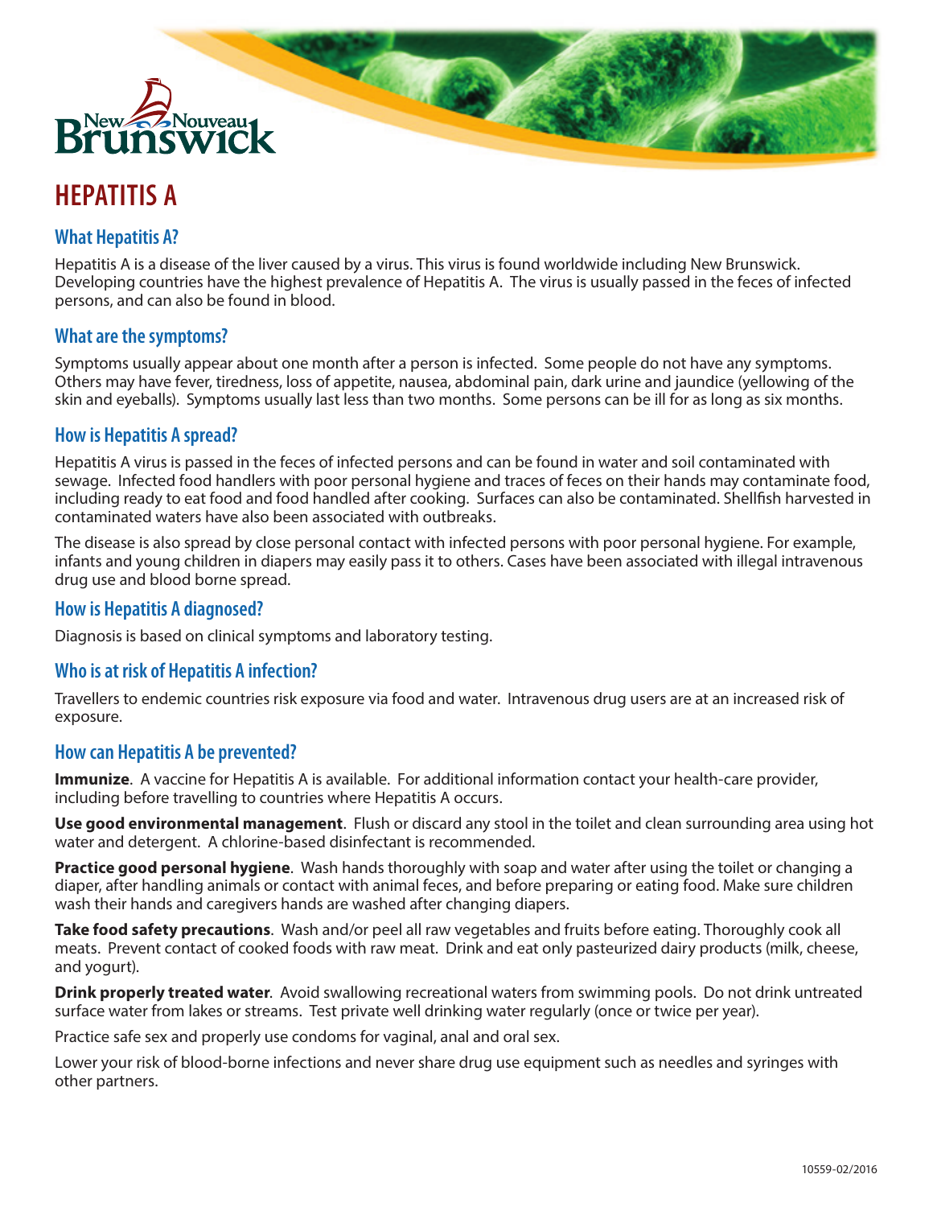# HEPATITIS A

## What Hepatitis A?

Hepatitis A is a disease of the liver caused by a virus. This virus is found worldwide including New Brunswick. Developing countries have the highest prevalence of Hepatitis A. The virus is usually passed in the feces of infected persons, and can also be found in blood.

## What are the symptoms?

Symptoms usually appear about one month after a person is infected. Some people do not have any symptoms. Others may have fever, tiredness, loss of appetite, nausea, abdominal pain, dark urine and jaundice (yellowing of the skin and eyeballs). Symptoms usually last less than two months. Some persons can be ill for as long as six months.

## How is Hepatitis A spread?

Hepatitis A virus is passed in the feces of infected persons and can be found in water and soil contaminated with sewage. Infected food handlers with poor personal hygiene and traces of feces on their hands may contaminate food, including ready to eat food and food handled after cooking. Surfaces can also be contaminated. Shellfish harvested in contaminated waters have also been associated with outbreaks.

The disease is also spread by close personal contact with infected persons with poor personal hygiene. For example, infants and young children in diapers may easily pass it to others. Cases have been associated with illegal intravenous drug use and blood borne spread.

## How is Hepatitis A diagnosed?

Diagnosis is based on clinical symptoms and laboratory testing.

## Who is at risk of Hepatitis A infection?

Travellers to endemic countries risk exposure via food and water. Intravenous drug users are at an increased risk of exposure.

## How can Hepatitis A be prevented?

**Immunize**. A vaccine for Hepatitis A is available. For additional information contact your health-care provider, including before travelling to countries where Hepatitis A occurs.

**Use good environmental management**. Flush or discard any stool in the toilet and clean surrounding area using hot water and detergent. A chlorine-based disinfectant is recommended.

**Practice good personal hygiene**. Wash hands thoroughly with soap and water after using the toilet or changing a diaper, after handling animals or contact with animal feces, and before preparing or eating food. Make sure children wash their hands and caregivers hands are washed after changing diapers.

**Take food safety precautions**. Wash and/or peel all raw vegetables and fruits before eating. Thoroughly cook all meats. Prevent contact of cooked foods with raw meat. Drink and eat only pasteurized dairy products (milk, cheese, and yogurt).

**Drink properly treated water**. Avoid swallowing recreational waters from swimming pools. Do not drink untreated surface water from lakes or streams. Test private well drinking water regularly (once or twice per year).

Practice safe sex and properly use condoms for vaginal, anal and oral sex.

Lower your risk of blood-borne infections and never share drug use equipment such as needles and syringes with other partners.

10559-02/2016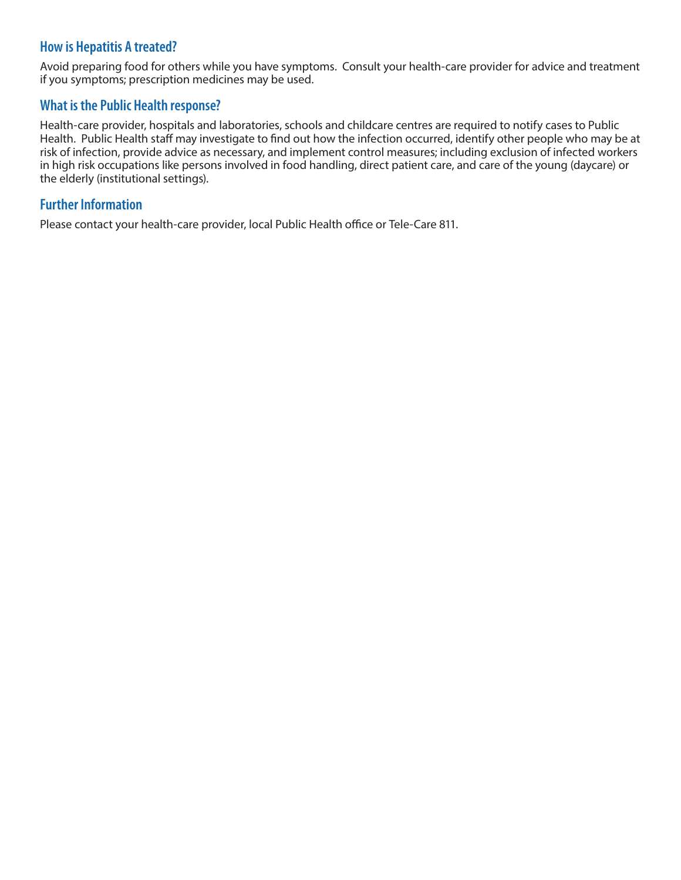## How is Hepatitis A treated?

Avoid preparing food for others while you have symptoms. Consult your health-care provider for advice and treatment if you symptoms; prescription medicines may be used.

## What is the Public Health response?

Health-care provider, hospitals and laboratories, schools and childcare centres are required to notify cases to Public Health. Public Health staff may investigate to find out how the infection occurred, identify other people who may be at risk of infection, provide advice as necessary, and implement control measures; including exclusion of infected workers in high risk occupations like persons involved in food handling, direct patient care, and care of the young (daycare) or the elderly (institutional settings).

## Further Information

Please contact your health-care provider, local Public Health office or Tele-Care 811.